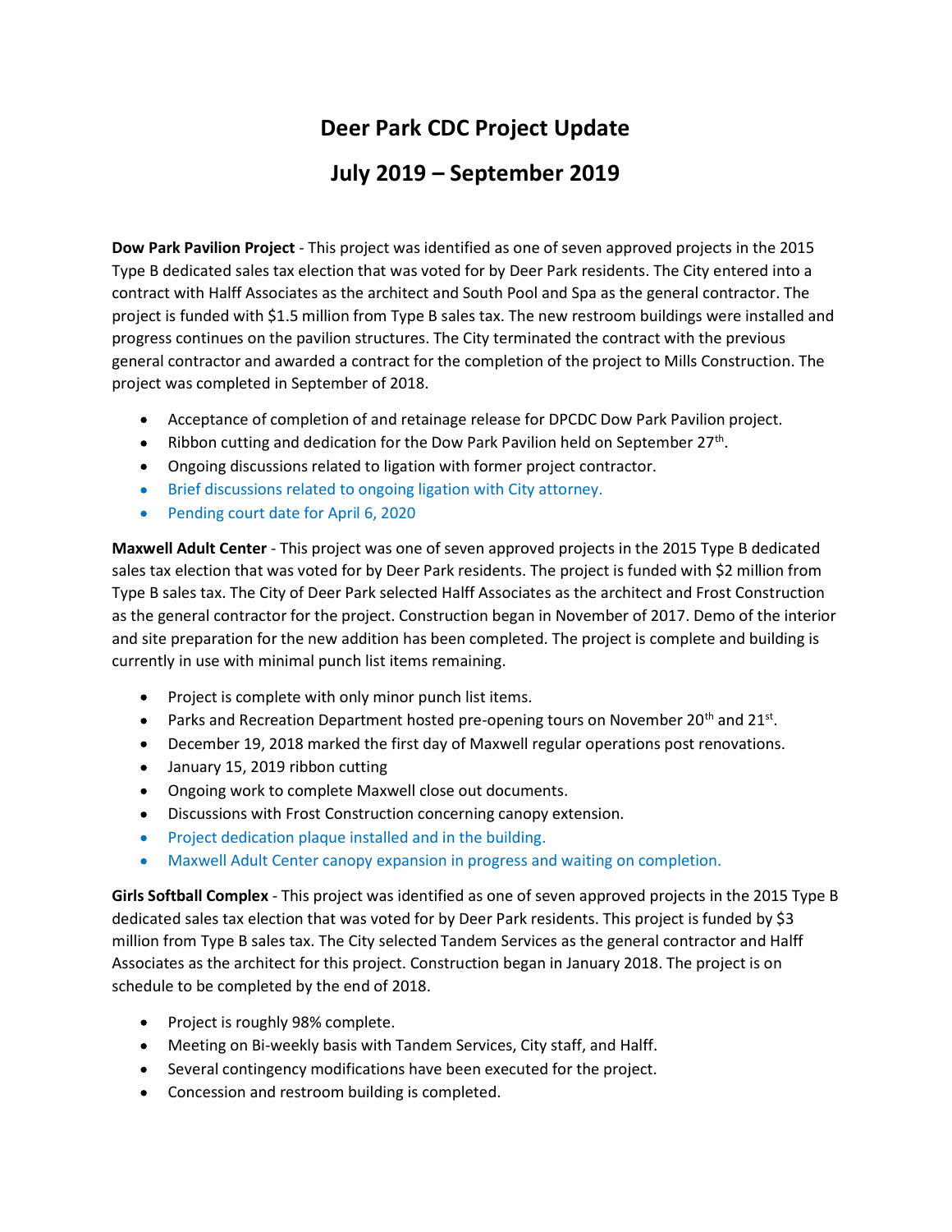# Deer Park CDC Project Update

## July 2019 – September 2019

**Dow Park Pavilion Project** - This project was identified as one of seven approved projects in the 2015 Type B dedicated sales tax election that was voted for by Deer Park residents. The City entered into a contract with Halff Associates as the architect and South Pool and Spa as the general contractor. The project is funded with $1.5 million from Type B sales tax. The new restroom buildings were installed and progress continues on the pavilion structures. The City terminated the contract with the previous general contractor and awarded a contract for the completion of the project to Mills Construction. The project was completed in September of 2018.

- Acceptance of completion of and retainage release for DPCDC Dow Park Pavilion project.
- Ribbon cutting and dedication for the Dow Park Pavilion held on September 27th.
- Ongoing discussions related to ligation with former project contractor.
- Brief discussions related to ongoing ligation with City attorney.
- Pending court date for April 6, 2020

**Maxwell Adult Center** - This project was one of seven approved projects in the 2015 Type B dedicated sales tax election that was voted for by Deer Park residents. The project is funded with $2 million from Type B sales tax. The City of Deer Park selected Halff Associates as the architect and Frost Construction as the general contractor for the project. Construction began in November of 2017. Demo of the interior and site preparation for the new addition has been completed. The project is complete and building is currently in use with minimal punch list items remaining.

- Project is complete with only minor punch list items.
- Parks and Recreation Department hosted pre-opening tours on November 20th and 21st.
- December 19, 2018 marked the first day of Maxwell regular operations post renovations.
- January 15, 2019 ribbon cutting
- Ongoing work to complete Maxwell close out documents.
- Discussions with Frost Construction concerning canopy extension.
- Project dedication plaque installed and in the building.
- Maxwell Adult Center canopy expansion in progress and waiting on completion.

**Girls Softball Complex** - This project was identified as one of seven approved projects in the 2015 Type B dedicated sales tax election that was voted for by Deer Park residents. This project is funded by $3 million from Type B sales tax. The City selected Tandem Services as the general contractor and Halff Associates as the architect for this project. Construction began in January 2018. The project is on schedule to be completed by the end of 2018.

- Project is roughly 98% complete.
- Meeting on Bi-weekly basis with Tandem Services, City staff, and Halff.
- Several contingency modifications have been executed for the project.
- Concession and restroom building is completed.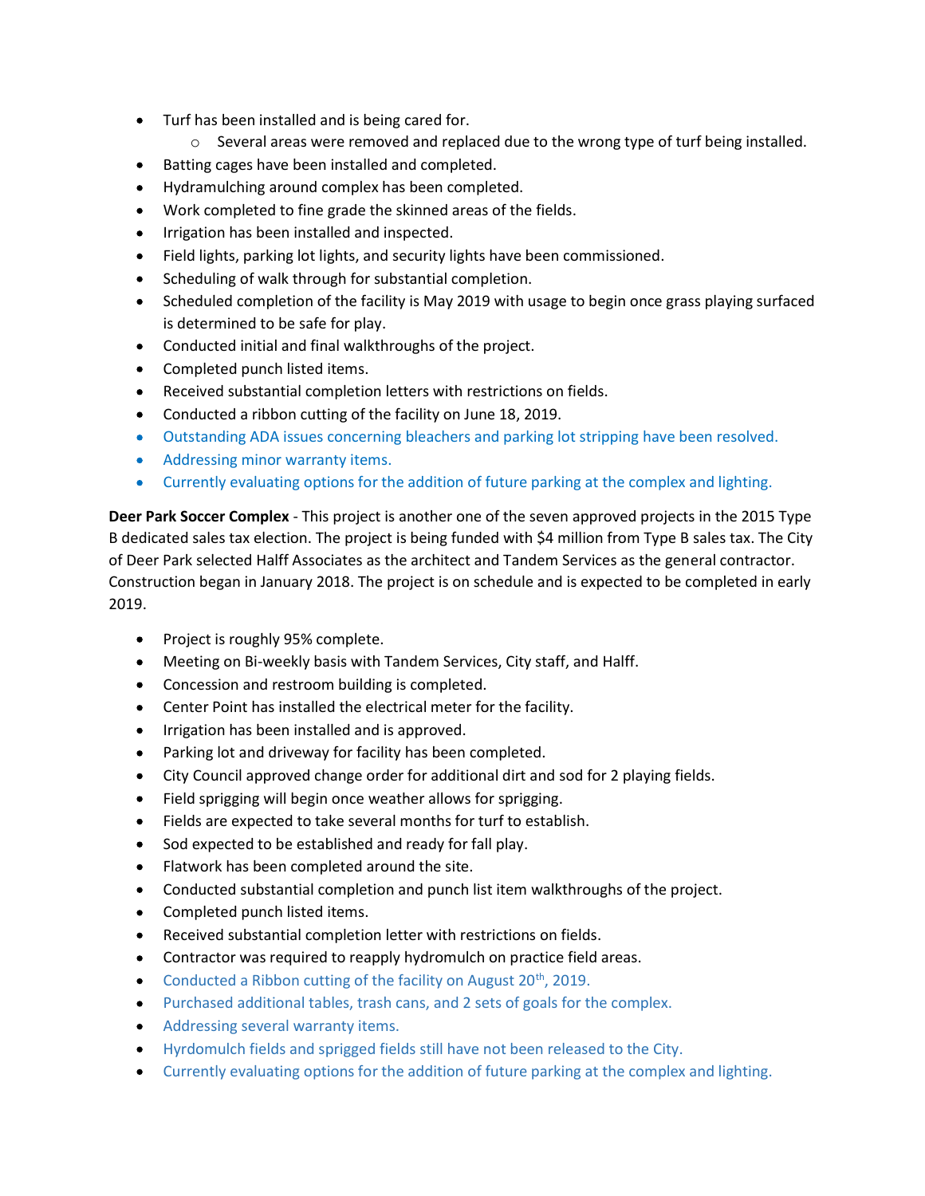- Turf has been installed and is being cared for.
  - Several areas were removed and replaced due to the wrong type of turf being installed.
- Batting cages have been installed and completed.
- Hydramulching around complex has been completed.
- Work completed to fine grade the skinned areas of the fields.
- Irrigation has been installed and inspected.
- Field lights, parking lot lights, and security lights have been commissioned.
- Scheduling of walk through for substantial completion.
- Scheduled completion of the facility is May 2019 with usage to begin once grass playing surfaced is determined to be safe for play.
- Conducted initial and final walkthroughs of the project.
- Completed punch listed items.
- Received substantial completion letters with restrictions on fields.
- Conducted a ribbon cutting of the facility on June 18, 2019.
- Outstanding ADA issues concerning bleachers and parking lot stripping have been resolved.
- Addressing minor warranty items.
- Currently evaluating options for the addition of future parking at the complex and lighting.

**Deer Park Soccer Complex** - This project is another one of the seven approved projects in the 2015 Type B dedicated sales tax election. The project is being funded with $4 million from Type B sales tax. The City of Deer Park selected Halff Associates as the architect and Tandem Services as the general contractor. Construction began in January 2018. The project is on schedule and is expected to be completed in early 2019.

- Project is roughly 95% complete.
- Meeting on Bi-weekly basis with Tandem Services, City staff, and Halff.
- Concession and restroom building is completed.
- Center Point has installed the electrical meter for the facility.
- Irrigation has been installed and is approved.
- Parking lot and driveway for facility has been completed.
- City Council approved change order for additional dirt and sod for 2 playing fields.
- Field sprigging will begin once weather allows for sprigging.
- Fields are expected to take several months for turf to establish.
- Sod expected to be established and ready for fall play.
- Flatwork has been completed around the site.
- Conducted substantial completion and punch list item walkthroughs of the project.
- Completed punch listed items.
- Received substantial completion letter with restrictions on fields.
- Contractor was required to reapply hydromulch on practice field areas.
- Conducted a Ribbon cutting of the facility on August 20th, 2019.
- Purchased additional tables, trash cans, and 2 sets of goals for the complex.
- Addressing several warranty items.
- Hyrdomulch fields and sprigged fields still have not been released to the City.
- Currently evaluating options for the addition of future parking at the complex and lighting.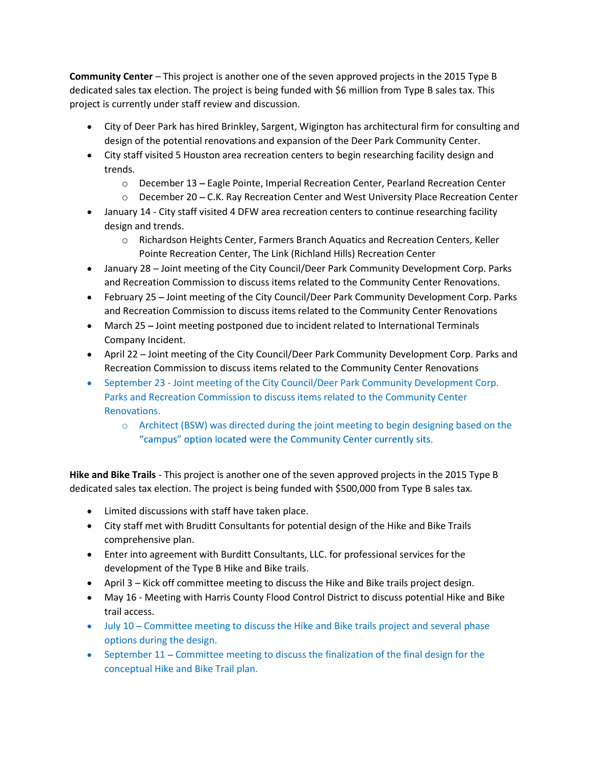**Community Center** – This project is another one of the seven approved projects in the 2015 Type B dedicated sales tax election. The project is being funded with $6 million from Type B sales tax. This project is currently under staff review and discussion.

- City of Deer Park has hired Brinkley, Sargent, Wigington has architectural firm for consulting and design of the potential renovations and expansion of the Deer Park Community Center.
- City staff visited 5 Houston area recreation centers to begin researching facility design and trends.
    - December 13 – Eagle Pointe, Imperial Recreation Center, Pearland Recreation Center
    - December 20 – C.K. Ray Recreation Center and West University Place Recreation Center
- January 14 - City staff visited 4 DFW area recreation centers to continue researching facility design and trends.
    - Richardson Heights Center, Farmers Branch Aquatics and Recreation Centers, Keller Pointe Recreation Center, The Link (Richland Hills) Recreation Center
- January 28 – Joint meeting of the City Council/Deer Park Community Development Corp. Parks and Recreation Commission to discuss items related to the Community Center Renovations.
- February 25 – Joint meeting of the City Council/Deer Park Community Development Corp. Parks and Recreation Commission to discuss items related to the Community Center Renovations
- March 25 – Joint meeting postponed due to incident related to International Terminals Company Incident.
- April 22 – Joint meeting of the City Council/Deer Park Community Development Corp. Parks and Recreation Commission to discuss items related to the Community Center Renovations
- September 23 - Joint meeting of the City Council/Deer Park Community Development Corp. Parks and Recreation Commission to discuss items related to the Community Center Renovations.
    - Architect (BSW) was directed during the joint meeting to begin designing based on the "campus" option located were the Community Center currently sits.

**Hike and Bike Trails** - This project is another one of the seven approved projects in the 2015 Type B dedicated sales tax election. The project is being funded with $500,000 from Type B sales tax.

- Limited discussions with staff have taken place.
- City staff met with Bruditt Consultants for potential design of the Hike and Bike Trails comprehensive plan.
- Enter into agreement with Burditt Consultants, LLC. for professional services for the development of the Type B Hike and Bike trails.
- April 3 – Kick off committee meeting to discuss the Hike and Bike trails project design.
- May 16 - Meeting with Harris County Flood Control District to discuss potential Hike and Bike trail access.
- July 10 – Committee meeting to discuss the Hike and Bike trails project and several phase options during the design.
- September 11 – Committee meeting to discuss the finalization of the final design for the conceptual Hike and Bike Trail plan.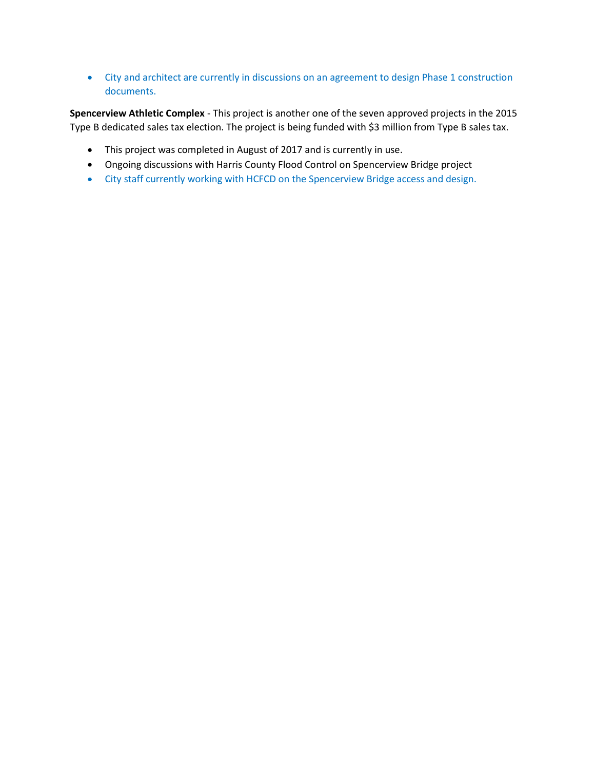- City and architect are currently in discussions on an agreement to design Phase 1 construction documents.

**Spencerview Athletic Complex** - This project is another one of the seven approved projects in the 2015 Type B dedicated sales tax election. The project is being funded with $3 million from Type B sales tax.

- This project was completed in August of 2017 and is currently in use.
- Ongoing discussions with Harris County Flood Control on Spencerview Bridge project
- City staff currently working with HCFCD on the Spencerview Bridge access and design.